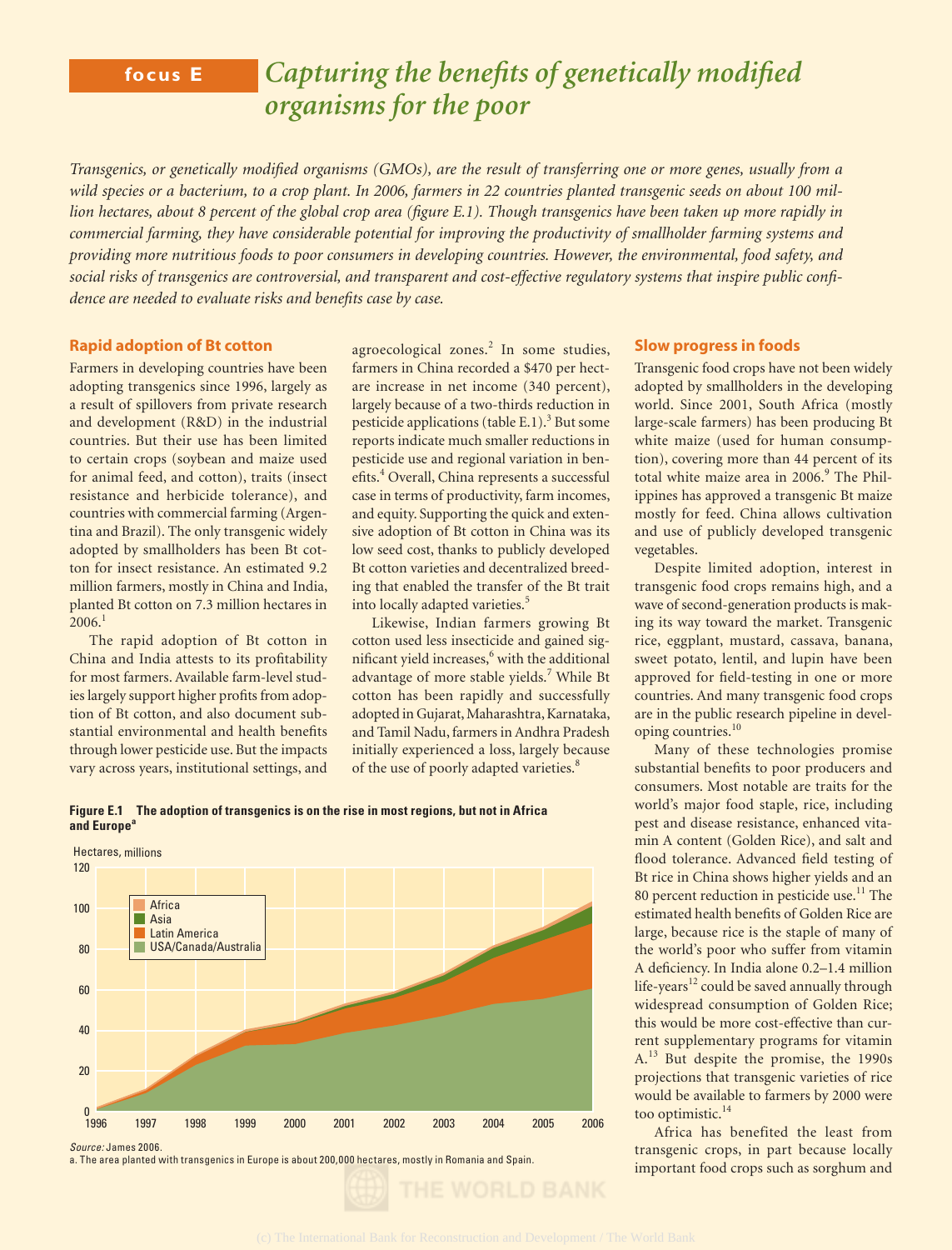# focus E Capturing the benefits of genetically modified organisms for the poor

*Transgenics, or genetically modified organisms (GMOs), are the result of transferring one or more genes, usually from a wild species or a bacterium, to a crop plant. In 2006, farmers in 22 countries planted transgenic seeds on about 100 million hectares, about 8 percent of the global crop area (figure E.1). Though transgenics have been taken up more rapidly in commercial farming, they have considerable potential for improving the productivity of smallholder farming systems and providing more nutritious foods to poor consumers in developing countries. However, the environmental, food safety, and social risks of transgenics are controversial, and transparent and cost-effective regulatory systems that inspire public confidence are needed to evaluate risks and benefits case by case.*

## Rapid adoption of Bt cotton

Farmers in developing countries have been adopting transgenics since 1996, largely as a result of spillovers from private research and development (R&D) in the industrial countries. But their use has been limited to certain crops (soybean and maize used for animal feed, and cotton), traits (insect resistance and herbicide tolerance), and countries with commercial farming (Argentina and Brazil). The only transgenic widely adopted by smallholders has been Bt cotton for insect resistance. An estimated 9.2 million farmers, mostly in China and India, planted Bt cotton on 7.3 million hectares in 2006.[1]

The rapid adoption of Bt cotton in China and India attests to its profitability for most farmers. Available farm-level studies largely support higher profits from adoption of Bt cotton, and also document substantial environmental and health benefits through lower pesticide use. But the impacts vary across years, institutional settings, and agroecological zones.[2] In some studies, farmers in China recorded a $470 per hectare increase in net income (340 percent), largely because of a two-thirds reduction in pesticide applications (table E.1).[3] But some reports indicate much smaller reductions in pesticide use and regional variation in benefits.[4] Overall, China represents a successful case in terms of productivity, farm incomes, and equity. Supporting the quick and extensive adoption of Bt cotton in China was its low seed cost, thanks to publicly developed Bt cotton varieties and decentralized breeding that enabled the transfer of the Bt trait into locally adapted varieties.[5]

Likewise, Indian farmers growing Bt cotton used less insecticide and gained significant yield increases,[6] with the additional advantage of more stable yields.[7] While Bt cotton has been rapidly and successfully adopted in Gujarat, Maharashtra, Karnataka, and Tamil Nadu, farmers in Andhra Pradesh initially experienced a loss, largely because of the use of poorly adapted varieties.[8]

**Figure E.1 The adoption of transgenics is on the rise in most regions, but not in Africa and Europe[a]**

*Source:* James 2006.
a. The area planted with transgenics in Europe is about 200,000 hectares, mostly in Romania and Spain.

## Slow progress in foods

Transgenic food crops have not been widely adopted by smallholders in the developing world. Since 2001, South Africa (mostly large-scale farmers) has been producing Bt white maize (used for human consumption), covering more than 44 percent of its total white maize area in 2006.[9] The Philippines has approved a transgenic Bt maize mostly for feed. China allows cultivation and use of publicly developed transgenic vegetables.

Despite limited adoption, interest in transgenic food crops remains high, and a wave of second-generation products is making its way toward the market. Transgenic rice, eggplant, mustard, cassava, banana, sweet potato, lentil, and lupin have been approved for field-testing in one or more countries. And many transgenic food crops are in the public research pipeline in developing countries.[10]

Many of these technologies promise substantial benefits to poor producers and consumers. Most notable are traits for the world's major food staple, rice, including pest and disease resistance, enhanced vitamin A content (Golden Rice), and salt and flood tolerance. Advanced field testing of Bt rice in China shows higher yields and an 80 percent reduction in pesticide use.[11] The estimated health benefits of Golden Rice are large, because rice is the staple of many of the world's poor who suffer from vitamin A deficiency. In India alone 0.2–1.4 million life-years[12] could be saved annually through widespread consumption of Golden Rice; this would be more cost-effective than current supplementary programs for vitamin A.[13] But despite the promise, the 1990s projections that transgenic varieties of rice would be available to farmers by 2000 were too optimistic.[14]

Africa has benefited the least from transgenic crops, in part because locally important food crops such as sorghum and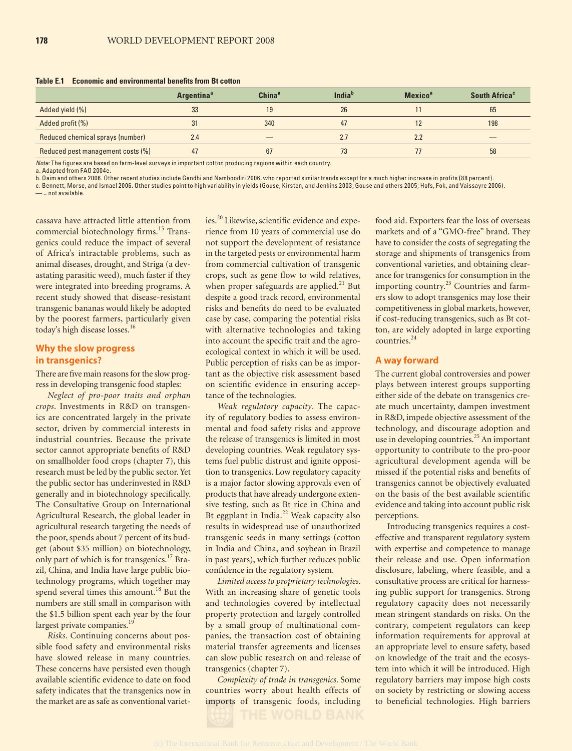**Table E.1 Economic and environmental benefits from Bt cotton**

| | Argentina[a] | China[a] | India[b] | Mexico[a] | South Africa[c] |
|---|---|---|---|---|---|
| Added yield (%) | 33 | 19 | 26 | 11 | 65 |
| Added profit (%) | 31 | 340 | 47 | 12 | 198 |
| Reduced chemical sprays (number) | 2.4 | — | 2.7 | 2.2 | — |
| Reduced pest management costs (%) | 47 | 67 | 73 | 77 | 58 |

*Note:* The figures are based on farm-level surveys in important cotton producing regions within each country.
a. Adapted from FAO 2004e.
b. Qaim and others 2006. Other recent studies include Gandhi and Namboodiri 2006, who reported similar trends except for a much higher increase in profits (88 percent).
c. Bennett, Morse, and Ismael 2006. Other studies point to high variability in yields (Gouse, Kirsten, and Jenkins 2003; Gouse and others 2005; Hofs, Fok, and Vaissayre 2006).
— = not available.

cassava have attracted little attention from commercial biotechnology firms.[15] Transgenics could reduce the impact of several of Africa's intractable problems, such as animal diseases, drought, and Striga (a devastating parasitic weed), much faster if they were integrated into breeding programs. A recent study showed that disease-resistant transgenic bananas would likely be adopted by the poorest farmers, particularly given today's high disease losses.[16]

## Why the slow progress in transgenics?

There are five main reasons for the slow progress in developing transgenic food staples:

*Neglect of pro-poor traits and orphan crops*. Investments in R&D on transgenics are concentrated largely in the private sector, driven by commercial interests in industrial countries. Because the private sector cannot appropriate benefits of R&D on smallholder food crops (chapter 7), this research must be led by the public sector. Yet the public sector has underinvested in R&D generally and in biotechnology specifically. The Consultative Group on International Agricultural Research, the global leader in agricultural research targeting the needs of the poor, spends about 7 percent of its budget (about $35 million) on biotechnology, only part of which is for transgenics.[17] Brazil, China, and India have large public biotechnology programs, which together may spend several times this amount.[18] But the numbers are still small in comparison with the $1.5 billion spent each year by the four largest private companies.[19]

*Risks*. Continuing concerns about possible food safety and environmental risks have slowed release in many countries. These concerns have persisted even though available scientific evidence to date on food safety indicates that the transgenics now in the market are as safe as conventional varieties.[20] Likewise, scientific evidence and experience from 10 years of commercial use do not support the development of resistance in the targeted pests or environmental harm from commercial cultivation of transgenic crops, such as gene flow to wild relatives, when proper safeguards are applied.[21] But despite a good track record, environmental risks and benefits do need to be evaluated case by case, comparing the potential risks with alternative technologies and taking into account the specific trait and the agroecological context in which it will be used. Public perception of risks can be as important as the objective risk assessment based on scientific evidence in ensuring acceptance of the technologies.

*Weak regulatory capacity*. The capacity of regulatory bodies to assess environmental and food safety risks and approve the release of transgenics is limited in most developing countries. Weak regulatory systems fuel public distrust and ignite opposition to transgenics. Low regulatory capacity is a major factor slowing approvals even of products that have already undergone extensive testing, such as Bt rice in China and Bt eggplant in India.[22] Weak capacity also results in widespread use of unauthorized transgenic seeds in many settings (cotton in India and China, and soybean in Brazil in past years), which further reduces public confidence in the regulatory system.

*Limited access to proprietary technologies*. With an increasing share of genetic tools and technologies covered by intellectual property protection and largely controlled by a small group of multinational companies, the transaction cost of obtaining material transfer agreements and licenses can slow public research on and release of transgenics (chapter 7).

*Complexity of trade in transgenics*. Some countries worry about health effects of imports of transgenic foods, including food aid. Exporters fear the loss of overseas markets and of a "GMO-free" brand. They have to consider the costs of segregating the storage and shipments of transgenics from conventional varieties, and obtaining clearance for transgenics for consumption in the importing country.[23] Countries and farmers slow to adopt transgenics may lose their competitiveness in global markets, however, if cost-reducing transgenics, such as Bt cotton, are widely adopted in large exporting countries.[24]

## A way forward

The current global controversies and power plays between interest groups supporting either side of the debate on transgenics create much uncertainty, dampen investment in R&D, impede objective assessment of the technology, and discourage adoption and use in developing countries.[25] An important opportunity to contribute to the pro-poor agricultural development agenda will be missed if the potential risks and benefits of transgenics cannot be objectively evaluated on the basis of the best available scientific evidence and taking into account public risk perceptions.

Introducing transgenics requires a cost-effective and transparent regulatory system with expertise and competence to manage their release and use. Open information disclosure, labeling, where feasible, and a consultative process are critical for harnessing public support for transgenics. Strong regulatory capacity does not necessarily mean stringent standards on risks. On the contrary, competent regulators can keep information requirements for approval at an appropriate level to ensure safety, based on knowledge of the trait and the ecosystem into which it will be introduced. High regulatory barriers may impose high costs on society by restricting or slowing access to beneficial technologies. High barriers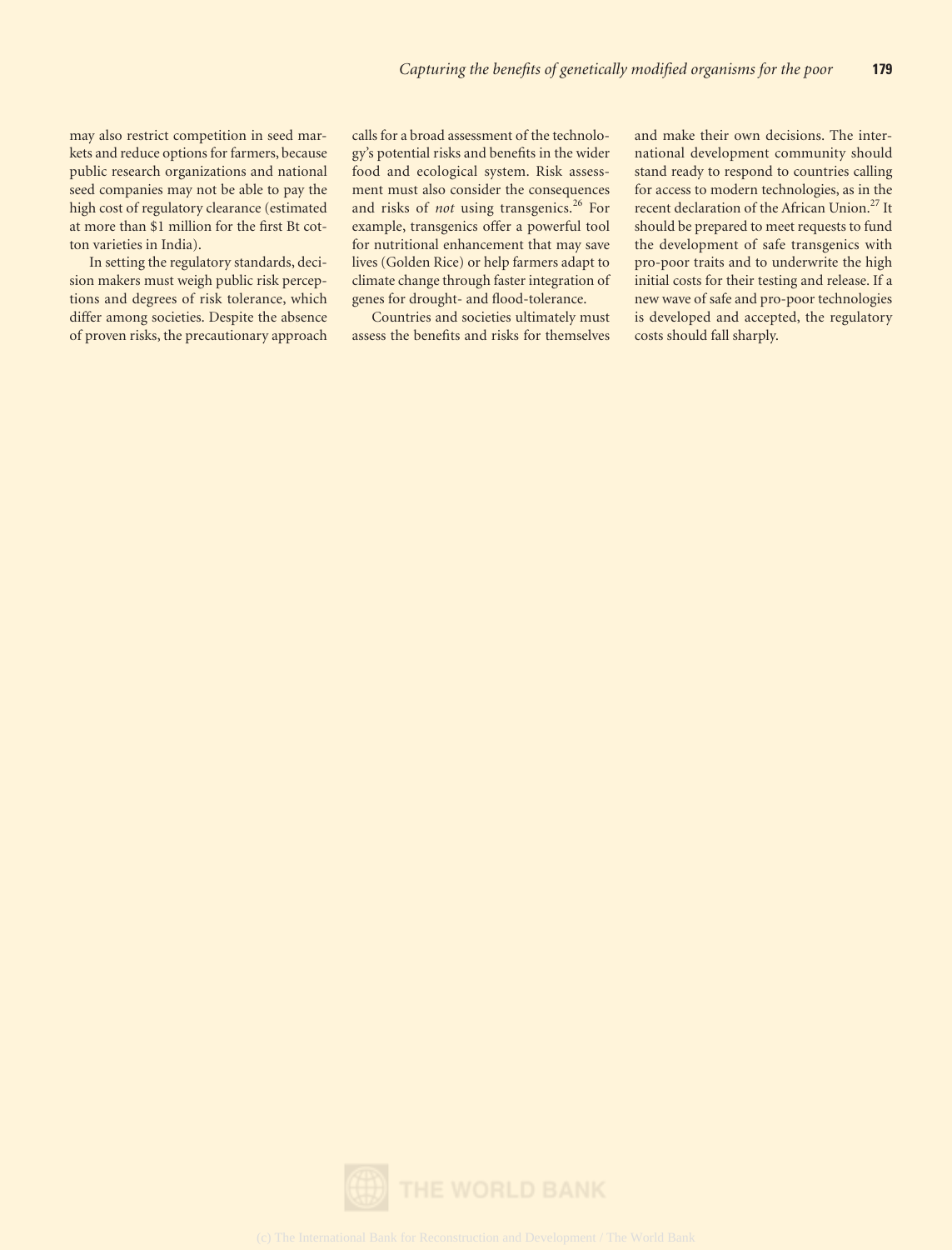may also restrict competition in seed markets and reduce options for farmers, because public research organizations and national seed companies may not be able to pay the high cost of regulatory clearance (estimated at more than $1 million for the first Bt cotton varieties in India).

In setting the regulatory standards, decision makers must weigh public risk perceptions and degrees of risk tolerance, which differ among societies. Despite the absence of proven risks, the precautionary approach calls for a broad assessment of the technology's potential risks and benefits in the wider food and ecological system. Risk assessment must also consider the consequences and risks of *not* using transgenics.[26] For example, transgenics offer a powerful tool for nutritional enhancement that may save lives (Golden Rice) or help farmers adapt to climate change through faster integration of genes for drought- and flood-tolerance.

Countries and societies ultimately must assess the benefits and risks for themselves and make their own decisions. The international development community should stand ready to respond to countries calling for access to modern technologies, as in the recent declaration of the African Union.[27] It should be prepared to meet requests to fund the development of safe transgenics with pro-poor traits and to underwrite the high initial costs for their testing and release. If a new wave of safe and pro-poor technologies is developed and accepted, the regulatory costs should fall sharply.